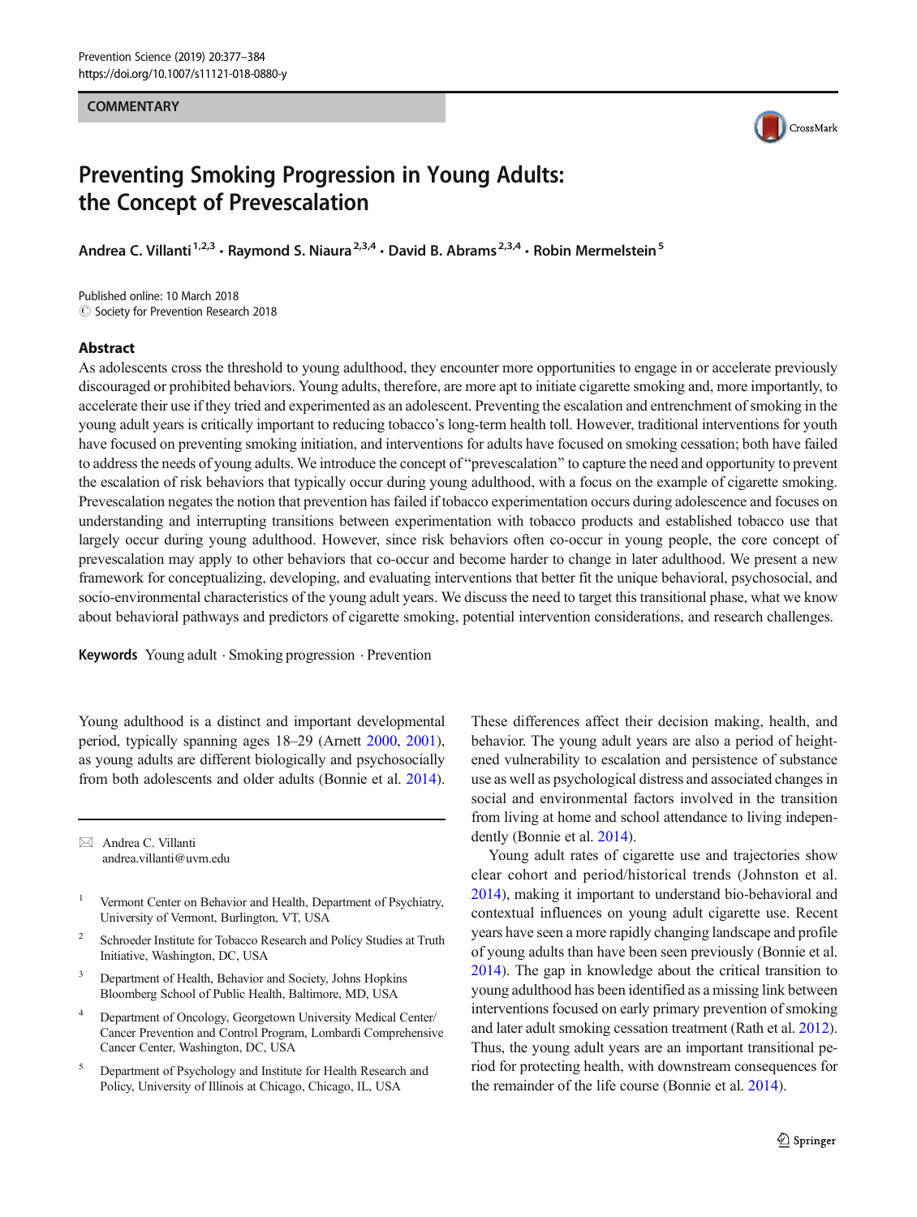COMMENTARY

# Preventing Smoking Progression in Young Adults: the Concept of Prevescalation

**Andrea C. Villanti**[1,2,3] · **Raymond S. Niaura**[2,3,4] · **David B. Abrams**[2,3,4] · **Robin Mermelstein**[5]

Published online: 10 March 2018
© Society for Prevention Research 2018

## Abstract

As adolescents cross the threshold to young adulthood, they encounter more opportunities to engage in or accelerate previously discouraged or prohibited behaviors. Young adults, therefore, are more apt to initiate cigarette smoking and, more importantly, to accelerate their use if they tried and experimented as an adolescent. Preventing the escalation and entrenchment of smoking in the young adult years is critically important to reducing tobacco's long-term health toll. However, traditional interventions for youth have focused on preventing smoking initiation, and interventions for adults have focused on smoking cessation; both have failed to address the needs of young adults. We introduce the concept of "prevescalation" to capture the need and opportunity to prevent the escalation of risk behaviors that typically occur during young adulthood, with a focus on the example of cigarette smoking. Prevescalation negates the notion that prevention has failed if tobacco experimentation occurs during adolescence and focuses on understanding and interrupting transitions between experimentation with tobacco products and established tobacco use that largely occur during young adulthood. However, since risk behaviors often co-occur in young people, the core concept of prevescalation may apply to other behaviors that co-occur and become harder to change in later adulthood. We present a new framework for conceptualizing, developing, and evaluating interventions that better fit the unique behavioral, psychosocial, and socio-environmental characteristics of the young adult years. We discuss the need to target this transitional phase, what we know about behavioral pathways and predictors of cigarette smoking, potential intervention considerations, and research challenges.

**Keywords** Young adult · Smoking progression · Prevention

Young adulthood is a distinct and important developmental period, typically spanning ages 18–29 (Arnett 2000, 2001), as young adults are different biologically and psychosocially from both adolescents and older adults (Bonnie et al. 2014). These differences affect their decision making, health, and behavior. The young adult years are also a period of heightened vulnerability to escalation and persistence of substance use as well as psychological distress and associated changes in social and environmental factors involved in the transition from living at home and school attendance to living independently (Bonnie et al. 2014).

Young adult rates of cigarette use and trajectories show clear cohort and period/historical trends (Johnston et al. 2014), making it important to understand bio-behavioral and contextual influences on young adult cigarette use. Recent years have seen a more rapidly changing landscape and profile of young adults than have been seen previously (Bonnie et al. 2014). The gap in knowledge about the critical transition to young adulthood has been identified as a missing link between interventions focused on early primary prevention of smoking and later adult smoking cessation treatment (Rath et al. 2012). Thus, the young adult years are an important transitional period for protecting health, with downstream consequences for the remainder of the life course (Bonnie et al. 2014).

---

✉ Andrea C. Villanti
andrea.villanti@uvm.edu

[1] Vermont Center on Behavior and Health, Department of Psychiatry, University of Vermont, Burlington, VT, USA

[2] Schroeder Institute for Tobacco Research and Policy Studies at Truth Initiative, Washington, DC, USA

[3] Department of Health, Behavior and Society, Johns Hopkins Bloomberg School of Public Health, Baltimore, MD, USA

[4] Department of Oncology, Georgetown University Medical Center/Cancer Prevention and Control Program, Lombardi Comprehensive Cancer Center, Washington, DC, USA

[5] Department of Psychology and Institute for Health Research and Policy, University of Illinois at Chicago, Chicago, IL, USA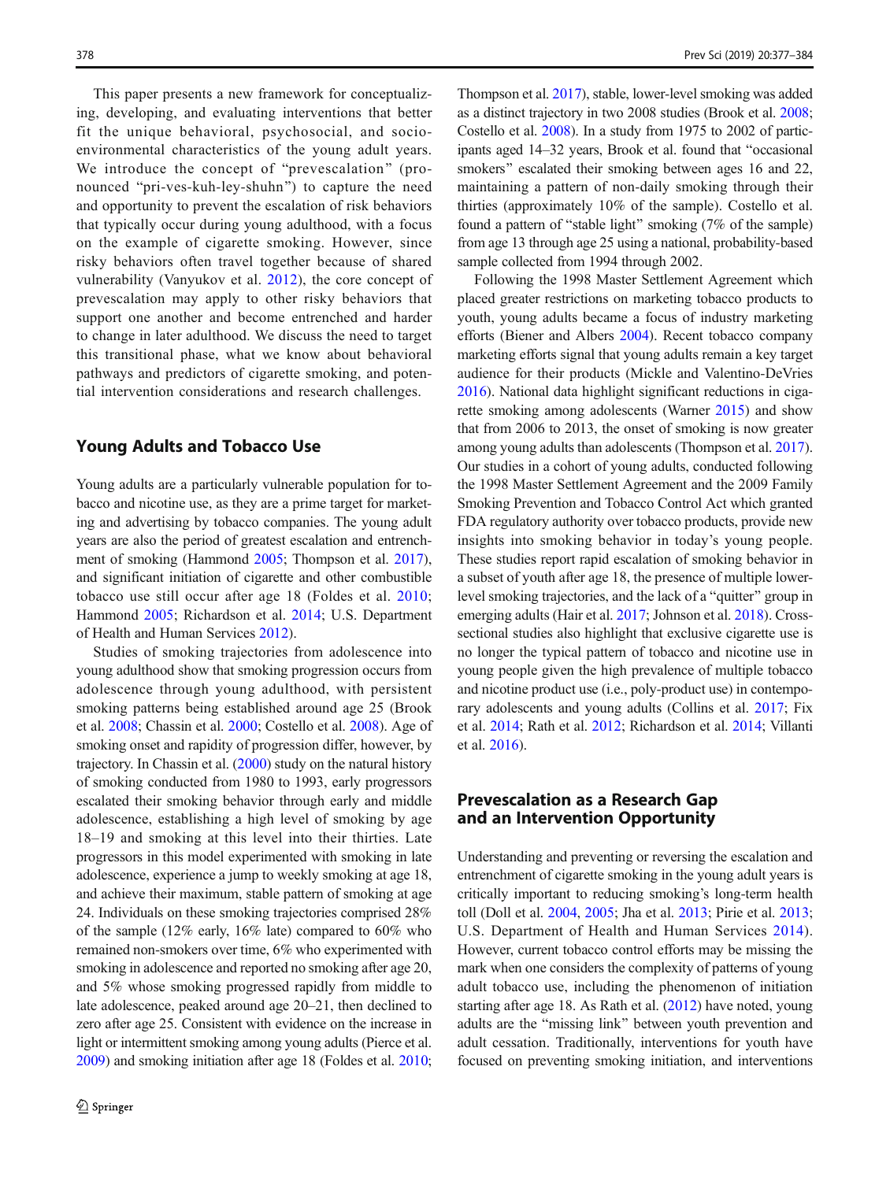This paper presents a new framework for conceptualizing, developing, and evaluating interventions that better fit the unique behavioral, psychosocial, and socio-environmental characteristics of the young adult years. We introduce the concept of "prevescalation" (pronounced "pri-ves-kuh-ley-shuhn") to capture the need and opportunity to prevent the escalation of risk behaviors that typically occur during young adulthood, with a focus on the example of cigarette smoking. However, since risky behaviors often travel together because of shared vulnerability (Vanyukov et al. 2012), the core concept of prevescalation may apply to other risky behaviors that support one another and become entrenched and harder to change in later adulthood. We discuss the need to target this transitional phase, what we know about behavioral pathways and predictors of cigarette smoking, and potential intervention considerations and research challenges.

## Young Adults and Tobacco Use

Young adults are a particularly vulnerable population for tobacco and nicotine use, as they are a prime target for marketing and advertising by tobacco companies. The young adult years are also the period of greatest escalation and entrenchment of smoking (Hammond 2005; Thompson et al. 2017), and significant initiation of cigarette and other combustible tobacco use still occur after age 18 (Foldes et al. 2010; Hammond 2005; Richardson et al. 2014; U.S. Department of Health and Human Services 2012).

Studies of smoking trajectories from adolescence into young adulthood show that smoking progression occurs from adolescence through young adulthood, with persistent smoking patterns being established around age 25 (Brook et al. 2008; Chassin et al. 2000; Costello et al. 2008). Age of smoking onset and rapidity of progression differ, however, by trajectory. In Chassin et al. (2000) study on the natural history of smoking conducted from 1980 to 1993, early progressors escalated their smoking behavior through early and middle adolescence, establishing a high level of smoking by age 18–19 and smoking at this level into their thirties. Late progressors in this model experimented with smoking in late adolescence, experience a jump to weekly smoking at age 18, and achieve their maximum, stable pattern of smoking at age 24. Individuals on these smoking trajectories comprised 28% of the sample (12% early, 16% late) compared to 60% who remained non-smokers over time, 6% who experimented with smoking in adolescence and reported no smoking after age 20, and 5% whose smoking progressed rapidly from middle to late adolescence, peaked around age 20–21, then declined to zero after age 25. Consistent with evidence on the increase in light or intermittent smoking among young adults (Pierce et al. 2009) and smoking initiation after age 18 (Foldes et al. 2010; Thompson et al. 2017), stable, lower-level smoking was added as a distinct trajectory in two 2008 studies (Brook et al. 2008; Costello et al. 2008). In a study from 1975 to 2002 of participants aged 14–32 years, Brook et al. found that "occasional smokers" escalated their smoking between ages 16 and 22, maintaining a pattern of non-daily smoking through their thirties (approximately 10% of the sample). Costello et al. found a pattern of "stable light" smoking (7% of the sample) from age 13 through age 25 using a national, probability-based sample collected from 1994 through 2002.

Following the 1998 Master Settlement Agreement which placed greater restrictions on marketing tobacco products to youth, young adults became a focus of industry marketing efforts (Biener and Albers 2004). Recent tobacco company marketing efforts signal that young adults remain a key target audience for their products (Mickle and Valentino-DeVries 2016). National data highlight significant reductions in cigarette smoking among adolescents (Warner 2015) and show that from 2006 to 2013, the onset of smoking is now greater among young adults than adolescents (Thompson et al. 2017). Our studies in a cohort of young adults, conducted following the 1998 Master Settlement Agreement and the 2009 Family Smoking Prevention and Tobacco Control Act which granted FDA regulatory authority over tobacco products, provide new insights into smoking behavior in today's young people. These studies report rapid escalation of smoking behavior in a subset of youth after age 18, the presence of multiple lower-level smoking trajectories, and the lack of a "quitter" group in emerging adults (Hair et al. 2017; Johnson et al. 2018). Cross-sectional studies also highlight that exclusive cigarette use is no longer the typical pattern of tobacco and nicotine use in young people given the high prevalence of multiple tobacco and nicotine product use (i.e., poly-product use) in contemporary adolescents and young adults (Collins et al. 2017; Fix et al. 2014; Rath et al. 2012; Richardson et al. 2014; Villanti et al. 2016).

## Prevescalation as a Research Gap and an Intervention Opportunity

Understanding and preventing or reversing the escalation and entrenchment of cigarette smoking in the young adult years is critically important to reducing smoking's long-term health toll (Doll et al. 2004, 2005; Jha et al. 2013; Pirie et al. 2013; U.S. Department of Health and Human Services 2014). However, current tobacco control efforts may be missing the mark when one considers the complexity of patterns of young adult tobacco use, including the phenomenon of initiation starting after age 18. As Rath et al. (2012) have noted, young adults are the "missing link" between youth prevention and adult cessation. Traditionally, interventions for youth have focused on preventing smoking initiation, and interventions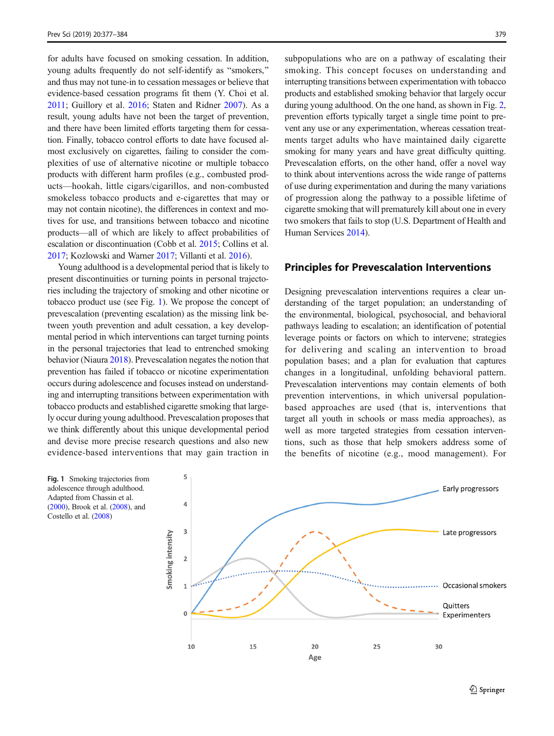for adults have focused on smoking cessation. In addition, young adults frequently do not self-identify as "smokers," and thus may not tune-in to cessation messages or believe that evidence-based cessation programs fit them (Y. Choi et al. 2011; Guillory et al. 2016; Staten and Ridner 2007). As a result, young adults have not been the target of prevention, and there have been limited efforts targeting them for cessation. Finally, tobacco control efforts to date have focused almost exclusively on cigarettes, failing to consider the complexities of use of alternative nicotine or multiple tobacco products with different harm profiles (e.g., combusted products—hookah, little cigars/cigarillos, and non-combusted smokeless tobacco products and e-cigarettes that may or may not contain nicotine), the differences in context and motives for use, and transitions between tobacco and nicotine products—all of which are likely to affect probabilities of escalation or discontinuation (Cobb et al. 2015; Collins et al. 2017; Kozlowski and Warner 2017; Villanti et al. 2016).

Young adulthood is a developmental period that is likely to present discontinuities or turning points in personal trajectories including the trajectory of smoking and other nicotine or tobacco product use (see Fig. 1). We propose the concept of prevescalation (preventing escalation) as the missing link between youth prevention and adult cessation, a key developmental period in which interventions can target turning points in the personal trajectories that lead to entrenched smoking behavior (Niaura 2018). Prevescalation negates the notion that prevention has failed if tobacco or nicotine experimentation occurs during adolescence and focuses instead on understanding and interrupting transitions between experimentation with tobacco products and established cigarette smoking that largely occur during young adulthood. Prevescalation proposes that we think differently about this unique developmental period and devise more precise research questions and also new evidence-based interventions that may gain traction in subpopulations who are on a pathway of escalating their smoking. This concept focuses on understanding and interrupting transitions between experimentation with tobacco products and established smoking behavior that largely occur during young adulthood. On the one hand, as shown in Fig. 2, prevention efforts typically target a single time point to prevent any use or any experimentation, whereas cessation treatments target adults who have maintained daily cigarette smoking for many years and have great difficulty quitting. Prevescalation efforts, on the other hand, offer a novel way to think about interventions across the wide range of patterns of use during experimentation and during the many variations of progression along the pathway to a possible lifetime of cigarette smoking that will prematurely kill about one in every two smokers that fails to stop (U.S. Department of Health and Human Services 2014).

## Principles for Prevescalation Interventions

Designing prevescalation interventions requires a clear understanding of the target population; an understanding of the environmental, biological, psychosocial, and behavioral pathways leading to escalation; an identification of potential leverage points or factors on which to intervene; strategies for delivering and scaling an intervention to broad population bases; and a plan for evaluation that captures changes in a longitudinal, unfolding behavioral pattern. Prevescalation interventions may contain elements of both prevention interventions, in which universal population-based approaches are used (that is, interventions that target all youth in schools or mass media approaches), as well as more targeted strategies from cessation interventions, such as those that help smokers address some of the benefits of nicotine (e.g., mood management). For

**Fig. 1** Smoking trajectories from adolescence through adulthood. Adapted from Chassin et al. (2000), Brook et al. (2008), and Costello et al. (2008)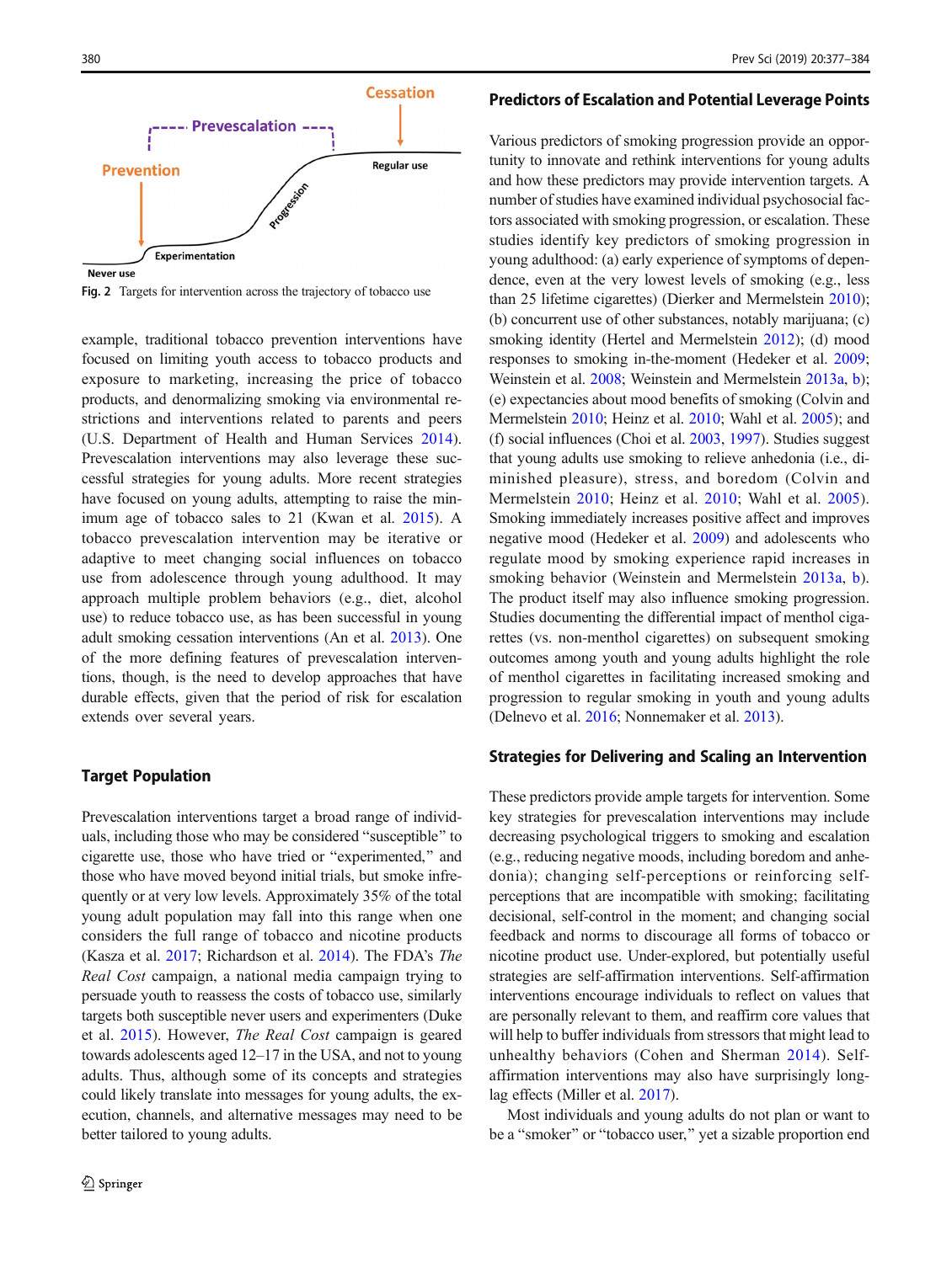Fig. 2 Targets for intervention across the trajectory of tobacco use

example, traditional tobacco prevention interventions have focused on limiting youth access to tobacco products and exposure to marketing, increasing the price of tobacco products, and denormalizing smoking via environmental restrictions and interventions related to parents and peers (U.S. Department of Health and Human Services 2014). Prevescalation interventions may also leverage these successful strategies for young adults. More recent strategies have focused on young adults, attempting to raise the minimum age of tobacco sales to 21 (Kwan et al. 2015). A tobacco prevescalation intervention may be iterative or adaptive to meet changing social influences on tobacco use from adolescence through young adulthood. It may approach multiple problem behaviors (e.g., diet, alcohol use) to reduce tobacco use, as has been successful in young adult smoking cessation interventions (An et al. 2013). One of the more defining features of prevescalation interventions, though, is the need to develop approaches that have durable effects, given that the period of risk for escalation extends over several years.

## Target Population

Prevescalation interventions target a broad range of individuals, including those who may be considered "susceptible" to cigarette use, those who have tried or "experimented," and those who have moved beyond initial trials, but smoke infrequently or at very low levels. Approximately 35% of the total young adult population may fall into this range when one considers the full range of tobacco and nicotine products (Kasza et al. 2017; Richardson et al. 2014). The FDA's *The Real Cost* campaign, a national media campaign trying to persuade youth to reassess the costs of tobacco use, similarly targets both susceptible never users and experimenters (Duke et al. 2015). However, *The Real Cost* campaign is geared towards adolescents aged 12–17 in the USA, and not to young adults. Thus, although some of its concepts and strategies could likely translate into messages for young adults, the execution, channels, and alternative messages may need to be better tailored to young adults.

## Predictors of Escalation and Potential Leverage Points

Various predictors of smoking progression provide an opportunity to innovate and rethink interventions for young adults and how these predictors may provide intervention targets. A number of studies have examined individual psychosocial factors associated with smoking progression, or escalation. These studies identify key predictors of smoking progression in young adulthood: (a) early experience of symptoms of dependence, even at the very lowest levels of smoking (e.g., less than 25 lifetime cigarettes) (Dierker and Mermelstein 2010); (b) concurrent use of other substances, notably marijuana; (c) smoking identity (Hertel and Mermelstein 2012); (d) mood responses to smoking in-the-moment (Hedeker et al. 2009; Weinstein et al. 2008; Weinstein and Mermelstein 2013a, b); (e) expectancies about mood benefits of smoking (Colvin and Mermelstein 2010; Heinz et al. 2010; Wahl et al. 2005); and (f) social influences (Choi et al. 2003, 1997). Studies suggest that young adults use smoking to relieve anhedonia (i.e., diminished pleasure), stress, and boredom (Colvin and Mermelstein 2010; Heinz et al. 2010; Wahl et al. 2005). Smoking immediately increases positive affect and improves negative mood (Hedeker et al. 2009) and adolescents who regulate mood by smoking experience rapid increases in smoking behavior (Weinstein and Mermelstein 2013a, b). The product itself may also influence smoking progression. Studies documenting the differential impact of menthol cigarettes (vs. non-menthol cigarettes) on subsequent smoking outcomes among youth and young adults highlight the role of menthol cigarettes in facilitating increased smoking and progression to regular smoking in youth and young adults (Delnevo et al. 2016; Nonnemaker et al. 2013).

## Strategies for Delivering and Scaling an Intervention

These predictors provide ample targets for intervention. Some key strategies for prevescalation interventions may include decreasing psychological triggers to smoking and escalation (e.g., reducing negative moods, including boredom and anhedonia); changing self-perceptions or reinforcing self-perceptions that are incompatible with smoking; facilitating decisional, self-control in the moment; and changing social feedback and norms to discourage all forms of tobacco or nicotine product use. Under-explored, but potentially useful strategies are self-affirmation interventions. Self-affirmation interventions encourage individuals to reflect on values that are personally relevant to them, and reaffirm core values that will help to buffer individuals from stressors that might lead to unhealthy behaviors (Cohen and Sherman 2014). Self-affirmation interventions may also have surprisingly long-lag effects (Miller et al. 2017).

Most individuals and young adults do not plan or want to be a "smoker" or "tobacco user," yet a sizable proportion end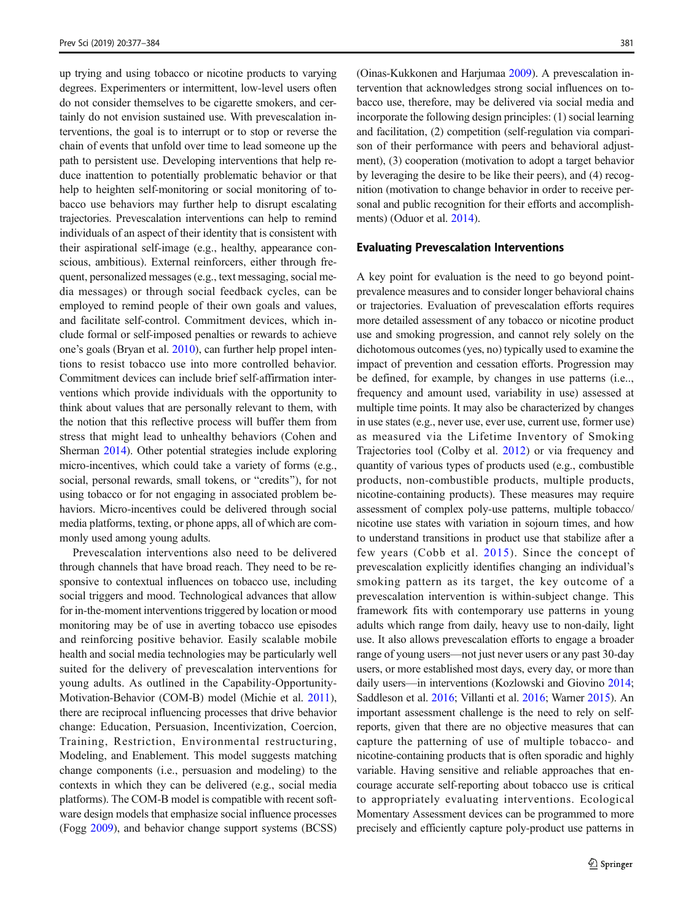up trying and using tobacco or nicotine products to varying degrees. Experimenters or intermittent, low-level users often do not consider themselves to be cigarette smokers, and certainly do not envision sustained use. With prevescalation interventions, the goal is to interrupt or to stop or reverse the chain of events that unfold over time to lead someone up the path to persistent use. Developing interventions that help reduce inattention to potentially problematic behavior or that help to heighten self-monitoring or social monitoring of tobacco use behaviors may further help to disrupt escalating trajectories. Prevescalation interventions can help to remind individuals of an aspect of their identity that is consistent with their aspirational self-image (e.g., healthy, appearance conscious, ambitious). External reinforcers, either through frequent, personalized messages (e.g., text messaging, social media messages) or through social feedback cycles, can be employed to remind people of their own goals and values, and facilitate self-control. Commitment devices, which include formal or self-imposed penalties or rewards to achieve one's goals (Bryan et al. 2010), can further help propel intentions to resist tobacco use into more controlled behavior. Commitment devices can include brief self-affirmation interventions which provide individuals with the opportunity to think about values that are personally relevant to them, with the notion that this reflective process will buffer them from stress that might lead to unhealthy behaviors (Cohen and Sherman 2014). Other potential strategies include exploring micro-incentives, which could take a variety of forms (e.g., social, personal rewards, small tokens, or "credits"), for not using tobacco or for not engaging in associated problem behaviors. Micro-incentives could be delivered through social media platforms, texting, or phone apps, all of which are commonly used among young adults.

Prevescalation interventions also need to be delivered through channels that have broad reach. They need to be responsive to contextual influences on tobacco use, including social triggers and mood. Technological advances that allow for in-the-moment interventions triggered by location or mood monitoring may be of use in averting tobacco use episodes and reinforcing positive behavior. Easily scalable mobile health and social media technologies may be particularly well suited for the delivery of prevescalation interventions for young adults. As outlined in the Capability-Opportunity-Motivation-Behavior (COM-B) model (Michie et al. 2011), there are reciprocal influencing processes that drive behavior change: Education, Persuasion, Incentivization, Coercion, Training, Restriction, Environmental restructuring, Modeling, and Enablement. This model suggests matching change components (i.e., persuasion and modeling) to the contexts in which they can be delivered (e.g., social media platforms). The COM-B model is compatible with recent software design models that emphasize social influence processes (Fogg 2009), and behavior change support systems (BCSS) (Oinas-Kukkonen and Harjumaa 2009). A prevescalation intervention that acknowledges strong social influences on tobacco use, therefore, may be delivered via social media and incorporate the following design principles: (1) social learning and facilitation, (2) competition (self-regulation via comparison of their performance with peers and behavioral adjustment), (3) cooperation (motivation to adopt a target behavior by leveraging the desire to be like their peers), and (4) recognition (motivation to change behavior in order to receive personal and public recognition for their efforts and accomplishments) (Oduor et al. 2014).

## Evaluating Prevescalation Interventions

A key point for evaluation is the need to go beyond point-prevalence measures and to consider longer behavioral chains or trajectories. Evaluation of prevescalation efforts requires more detailed assessment of any tobacco or nicotine product use and smoking progression, and cannot rely solely on the dichotomous outcomes (yes, no) typically used to examine the impact of prevention and cessation efforts. Progression may be defined, for example, by changes in use patterns (i.e.., frequency and amount used, variability in use) assessed at multiple time points. It may also be characterized by changes in use states (e.g., never use, ever use, current use, former use) as measured via the Lifetime Inventory of Smoking Trajectories tool (Colby et al. 2012) or via frequency and quantity of various types of products used (e.g., combustible products, non-combustible products, multiple products, nicotine-containing products). These measures may require assessment of complex poly-use patterns, multiple tobacco/nicotine use states with variation in sojourn times, and how to understand transitions in product use that stabilize after a few years (Cobb et al. 2015). Since the concept of prevescalation explicitly identifies changing an individual's smoking pattern as its target, the key outcome of a prevescalation intervention is within-subject change. This framework fits with contemporary use patterns in young adults which range from daily, heavy use to non-daily, light use. It also allows prevescalation efforts to engage a broader range of young users—not just never users or any past 30-day users, or more established most days, every day, or more than daily users—in interventions (Kozlowski and Giovino 2014; Saddleson et al. 2016; Villanti et al. 2016; Warner 2015). An important assessment challenge is the need to rely on self-reports, given that there are no objective measures that can capture the patterning of use of multiple tobacco- and nicotine-containing products that is often sporadic and highly variable. Having sensitive and reliable approaches that encourage accurate self-reporting about tobacco use is critical to appropriately evaluating interventions. Ecological Momentary Assessment devices can be programmed to more precisely and efficiently capture poly-product use patterns in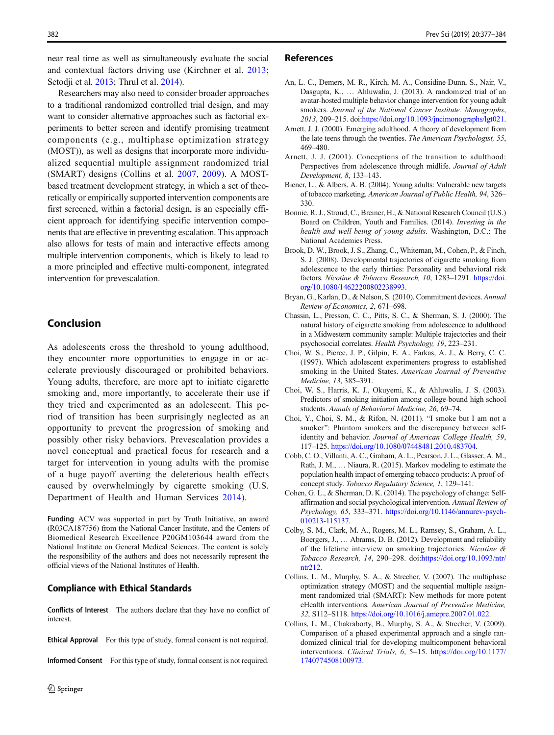near real time as well as simultaneously evaluate the social and contextual factors driving use (Kirchner et al. 2013; Setodji et al. 2013; Thrul et al. 2014).

Researchers may also need to consider broader approaches to a traditional randomized controlled trial design, and may want to consider alternative approaches such as factorial experiments to better screen and identify promising treatment components (e.g., multiphase optimization strategy (MOST)), as well as designs that incorporate more individualized sequential multiple assignment randomized trial (SMART) designs (Collins et al. 2007, 2009). A MOST-based treatment development strategy, in which a set of theoretically or empirically supported intervention components are first screened, within a factorial design, is an especially efficient approach for identifying specific intervention components that are effective in preventing escalation. This approach also allows for tests of main and interactive effects among multiple intervention components, which is likely to lead to a more principled and effective multi-component, integrated intervention for prevescalation.

## Conclusion

As adolescents cross the threshold to young adulthood, they encounter more opportunities to engage in or accelerate previously discouraged or prohibited behaviors. Young adults, therefore, are more apt to initiate cigarette smoking and, more importantly, to accelerate their use if they tried and experimented as an adolescent. This period of transition has been surprisingly neglected as an opportunity to prevent the progression of smoking and possibly other risky behaviors. Prevescalation provides a novel conceptual and practical focus for research and a target for intervention in young adults with the promise of a huge payoff averting the deleterious health effects caused by overwhelmingly by cigarette smoking (U.S. Department of Health and Human Services 2014).

**Funding** ACV was supported in part by Truth Initiative, an award (R03CA187756) from the National Cancer Institute, and the Centers of Biomedical Research Excellence P20GM103644 award from the National Institute on General Medical Sciences. The content is solely the responsibility of the authors and does not necessarily represent the official views of the National Institutes of Health.

## Compliance with Ethical Standards

**Conflicts of Interest** The authors declare that they have no conflict of interest.

**Ethical Approval** For this type of study, formal consent is not required.

**Informed Consent** For this type of study, formal consent is not required.

## References

An, L. C., Demers, M. R., Kirch, M. A., Considine-Dunn, S., Nair, V., Dasgupta, K., … Ahluwalia, J. (2013). A randomized trial of an avatar-hosted multiple behavior change intervention for young adult smokers. *Journal of the National Cancer Institute. Monographs*, *2013*, 209–215. doi:https://doi.org/10.1093/jncimonographs/lgt021.

Arnett, J. J. (2000). Emerging adulthood. A theory of development from the late teens through the twenties. *The American Psychologist, 55*, 469–480.

Arnett, J. J. (2001). Conceptions of the transition to adulthood: Perspectives from adolescence through midlife. *Journal of Adult Development, 8*, 133–143.

Biener, L., & Albers, A. B. (2004). Young adults: Vulnerable new targets of tobacco marketing. *American Journal of Public Health, 94*, 326–330.

Bonnie, R. J., Stroud, C., Breiner, H., & National Research Council (U.S.) Board on Children, Youth and Families. (2014). *Investing in the health and well-being of young adults*. Washington, D.C.: The National Academies Press.

Brook, D. W., Brook, J. S., Zhang, C., Whiteman, M., Cohen, P., & Finch, S. J. (2008). Developmental trajectories of cigarette smoking from adolescence to the early thirties: Personality and behavioral risk factors. *Nicotine & Tobacco Research, 10*, 1283–1291. https://doi.org/10.1080/14622200802238993.

Bryan, G., Karlan, D., & Nelson, S. (2010). Commitment devices. *Annual Review of Economics, 2*, 671–698.

Chassin, L., Presson, C. C., Pitts, S. C., & Sherman, S. J. (2000). The natural history of cigarette smoking from adolescence to adulthood in a Midwestern community sample: Multiple trajectories and their psychosocial correlates. *Health Psychology, 19*, 223–231.

Choi, W. S., Pierce, J. P., Gilpin, E. A., Farkas, A. J., & Berry, C. C. (1997). Which adolescent experimenters progress to established smoking in the United States. *American Journal of Preventive Medicine, 13*, 385–391.

Choi, W. S., Harris, K. J., Okuyemi, K., & Ahluwalia, J. S. (2003). Predictors of smoking initiation among college-bound high school students. *Annals of Behavioral Medicine, 26*, 69–74.

Choi, Y., Choi, S. M., & Rifon, N. (2011). "I smoke but I am not a smoker": Phantom smokers and the discrepancy between self-identity and behavior. *Journal of American College Health, 59*, 117–125. https://doi.org/10.1080/07448481.2010.483704.

Cobb, C. O., Villanti, A. C., Graham, A. L., Pearson, J. L., Glasser, A. M., Rath, J. M., … Niaura, R. (2015). Markov modeling to estimate the population health impact of emerging tobacco products: A proof-of-concept study. *Tobacco Regulatory Science, 1*, 129–141.

Cohen, G. L., & Sherman, D. K. (2014). The psychology of change: Self-affirmation and social psychological intervention. *Annual Review of Psychology, 65*, 333–371. https://doi.org/10.1146/annurev-psych-010213-115137.

Colby, S. M., Clark, M. A., Rogers, M. L., Ramsey, S., Graham, A. L., Boergers, J., … Abrams, D. B. (2012). Development and reliability of the lifetime interview on smoking trajectories. *Nicotine & Tobacco Research, 14*, 290–298. doi:https://doi.org/10.1093/ntr/ntr212.

Collins, L. M., Murphy, S. A., & Strecher, V. (2007). The multiphase optimization strategy (MOST) and the sequential multiple assignment randomized trial (SMART): New methods for more potent eHealth interventions. *American Journal of Preventive Medicine, 32*, S112–S118. https://doi.org/10.1016/j.amepre.2007.01.022.

Collins, L. M., Chakraborty, B., Murphy, S. A., & Strecher, V. (2009). Comparison of a phased experimental approach and a single randomized clinical trial for developing multicomponent behavioral interventions. *Clinical Trials, 6*, 5–15. https://doi.org/10.1177/1740774508100973.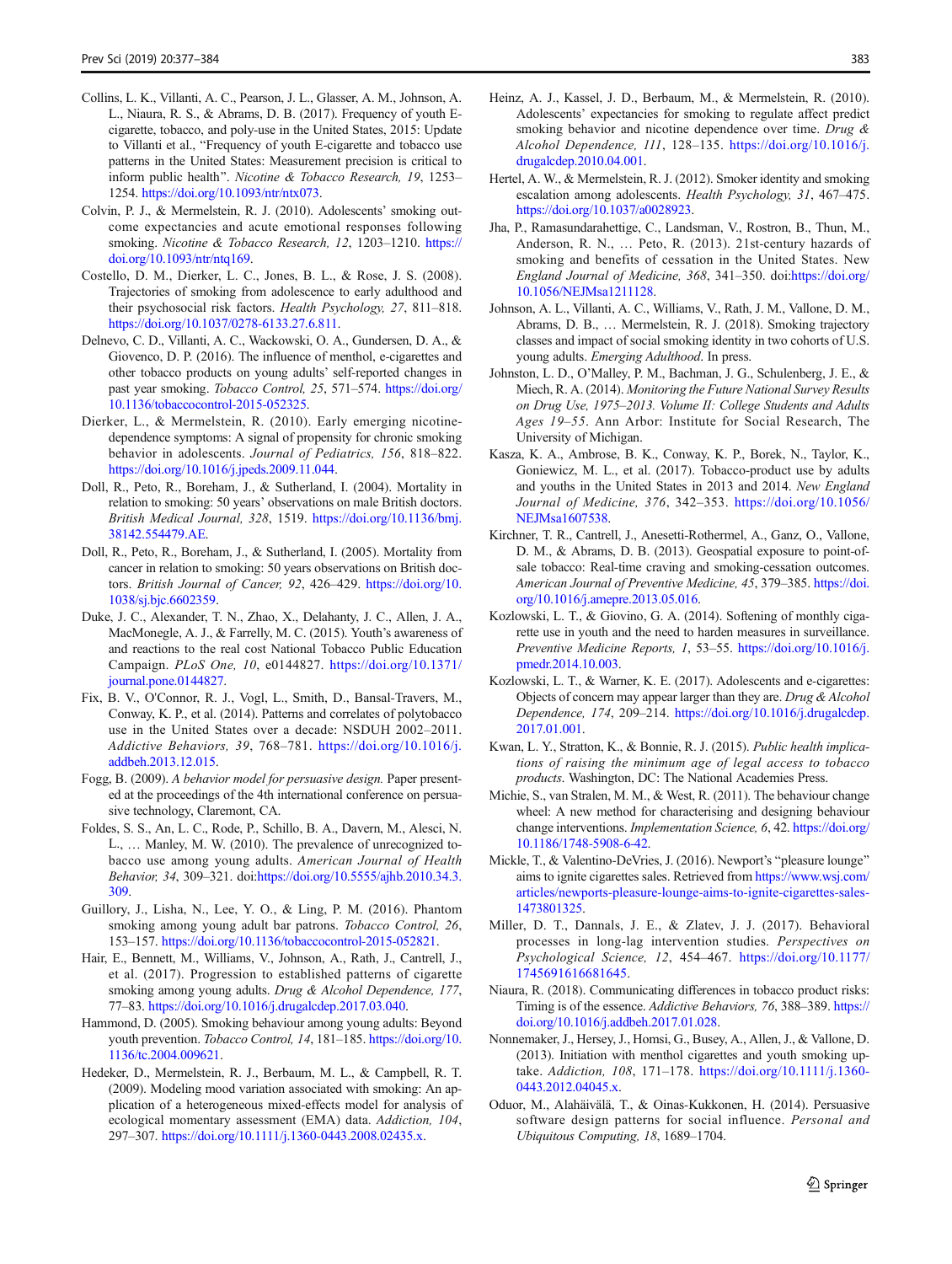Collins, L. K., Villanti, A. C., Pearson, J. L., Glasser, A. M., Johnson, A. L., Niaura, R. S., & Abrams, D. B. (2017). Frequency of youth E-cigarette, tobacco, and poly-use in the United States, 2015: Update to Villanti et al., "Frequency of youth E-cigarette and tobacco use patterns in the United States: Measurement precision is critical to inform public health". *Nicotine & Tobacco Research, 19*, 1253–1254. https://doi.org/10.1093/ntr/ntx073.

Colvin, P. J., & Mermelstein, R. J. (2010). Adolescents' smoking outcome expectancies and acute emotional responses following smoking. *Nicotine & Tobacco Research, 12*, 1203–1210. https://doi.org/10.1093/ntr/ntq169.

Costello, D. M., Dierker, L. C., Jones, B. L., & Rose, J. S. (2008). Trajectories of smoking from adolescence to early adulthood and their psychosocial risk factors. *Health Psychology, 27*, 811–818. https://doi.org/10.1037/0278-6133.27.6.811.

Delnevo, C. D., Villanti, A. C., Wackowski, O. A., Gundersen, D. A., & Giovenco, D. P. (2016). The influence of menthol, e-cigarettes and other tobacco products on young adults' self-reported changes in past year smoking. *Tobacco Control, 25*, 571–574. https://doi.org/10.1136/tobaccocontrol-2015-052325.

Dierker, L., & Mermelstein, R. (2010). Early emerging nicotine-dependence symptoms: A signal of propensity for chronic smoking behavior in adolescents. *Journal of Pediatrics, 156*, 818–822. https://doi.org/10.1016/j.jpeds.2009.11.044.

Doll, R., Peto, R., Boreham, J., & Sutherland, I. (2004). Mortality in relation to smoking: 50 years' observations on male British doctors. *British Medical Journal, 328*, 1519. https://doi.org/10.1136/bmj.38142.554479.AE.

Doll, R., Peto, R., Boreham, J., & Sutherland, I. (2005). Mortality from cancer in relation to smoking: 50 years observations on British doctors. *British Journal of Cancer, 92*, 426–429. https://doi.org/10.1038/sj.bjc.6602359.

Duke, J. C., Alexander, T. N., Zhao, X., Delahanty, J. C., Allen, J. A., MacMonegle, A. J., & Farrelly, M. C. (2015). Youth's awareness of and reactions to the real cost National Tobacco Public Education Campaign. *PLoS One, 10*, e0144827. https://doi.org/10.1371/journal.pone.0144827.

Fix, B. V., O'Connor, R. J., Vogl, L., Smith, D., Bansal-Travers, M., Conway, K. P., et al. (2014). Patterns and correlates of polytobacco use in the United States over a decade: NSDUH 2002–2011. *Addictive Behaviors, 39*, 768–781. https://doi.org/10.1016/j.addbeh.2013.12.015.

Fogg, B. (2009). *A behavior model for persuasive design.* Paper presented at the proceedings of the 4th international conference on persuasive technology, Claremont, CA.

Foldes, S. S., An, L. C., Rode, P., Schillo, B. A., Davern, M., Alesci, N. L., … Manley, M. W. (2010). The prevalence of unrecognized tobacco use among young adults. *American Journal of Health Behavior, 34*, 309–321. doi:https://doi.org/10.5555/ajhb.2010.34.3.309.

Guillory, J., Lisha, N., Lee, Y. O., & Ling, P. M. (2016). Phantom smoking among young adult bar patrons. *Tobacco Control, 26*, 153–157. https://doi.org/10.1136/tobaccocontrol-2015-052821.

Hair, E., Bennett, M., Williams, V., Johnson, A., Rath, J., Cantrell, J., et al. (2017). Progression to established patterns of cigarette smoking among young adults. *Drug & Alcohol Dependence, 177*, 77–83. https://doi.org/10.1016/j.drugalcdep.2017.03.040.

Hammond, D. (2005). Smoking behaviour among young adults: Beyond youth prevention. *Tobacco Control, 14*, 181–185. https://doi.org/10.1136/tc.2004.009621.

Hedeker, D., Mermelstein, R. J., Berbaum, M. L., & Campbell, R. T. (2009). Modeling mood variation associated with smoking: An application of a heterogeneous mixed-effects model for analysis of ecological momentary assessment (EMA) data. *Addiction, 104*, 297–307. https://doi.org/10.1111/j.1360-0443.2008.02435.x.

Heinz, A. J., Kassel, J. D., Berbaum, M., & Mermelstein, R. (2010). Adolescents' expectancies for smoking to regulate affect predict smoking behavior and nicotine dependence over time. *Drug & Alcohol Dependence, 111*, 128–135. https://doi.org/10.1016/j.drugalcdep.2010.04.001.

Hertel, A. W., & Mermelstein, R. J. (2012). Smoker identity and smoking escalation among adolescents. *Health Psychology, 31*, 467–475. https://doi.org/10.1037/a0028923.

Jha, P., Ramasundarahettige, C., Landsman, V., Rostron, B., Thun, M., Anderson, R. N., … Peto, R. (2013). 21st-century hazards of smoking and benefits of cessation in the United States. *New England Journal of Medicine, 368*, 341–350. doi:https://doi.org/10.1056/NEJMsa1211128.

Johnson, A. L., Villanti, A. C., Williams, V., Rath, J. M., Vallone, D. M., Abrams, D. B., … Mermelstein, R. J. (2018). Smoking trajectory classes and impact of social smoking identity in two cohorts of U.S. young adults. *Emerging Adulthood*. In press.

Johnston, L. D., O'Malley, P. M., Bachman, J. G., Schulenberg, J. E., & Miech, R. A. (2014). *Monitoring the Future National Survey Results on Drug Use, 1975–2013. Volume II: College Students and Adults Ages 19–55*. Ann Arbor: Institute for Social Research, The University of Michigan.

Kasza, K. A., Ambrose, B. K., Conway, K. P., Borek, N., Taylor, K., Goniewicz, M. L., et al. (2017). Tobacco-product use by adults and youths in the United States in 2013 and 2014. *New England Journal of Medicine, 376*, 342–353. https://doi.org/10.1056/NEJMsa1607538.

Kirchner, T. R., Cantrell, J., Anesetti-Rothermel, A., Ganz, O., Vallone, D. M., & Abrams, D. B. (2013). Geospatial exposure to point-of-sale tobacco: Real-time craving and smoking-cessation outcomes. *American Journal of Preventive Medicine, 45*, 379–385. https://doi.org/10.1016/j.amepre.2013.05.016.

Kozlowski, L. T., & Giovino, G. A. (2014). Softening of monthly cigarette use in youth and the need to harden measures in surveillance. *Preventive Medicine Reports, 1*, 53–55. https://doi.org/10.1016/j.pmedr.2014.10.003.

Kozlowski, L. T., & Warner, K. E. (2017). Adolescents and e-cigarettes: Objects of concern may appear larger than they are. *Drug & Alcohol Dependence, 174*, 209–214. https://doi.org/10.1016/j.drugalcdep.2017.01.001.

Kwan, L. Y., Stratton, K., & Bonnie, R. J. (2015). *Public health implications of raising the minimum age of legal access to tobacco products*. Washington, DC: The National Academies Press.

Michie, S., van Stralen, M. M., & West, R. (2011). The behaviour change wheel: A new method for characterising and designing behaviour change interventions. *Implementation Science, 6*, 42. https://doi.org/10.1186/1748-5908-6-42.

Mickle, T., & Valentino-DeVries, J. (2016). Newport's "pleasure lounge" aims to ignite cigarettes sales. Retrieved from https://www.wsj.com/articles/newports-pleasure-lounge-aims-to-ignite-cigarettes-sales-1473801325.

Miller, D. T., Dannals, J. E., & Zlatev, J. J. (2017). Behavioral processes in long-lag intervention studies. *Perspectives on Psychological Science, 12*, 454–467. https://doi.org/10.1177/1745691616681645.

Niaura, R. (2018). Communicating differences in tobacco product risks: Timing is of the essence. *Addictive Behaviors, 76*, 388–389. https://doi.org/10.1016/j.addbeh.2017.01.028.

Nonnemaker, J., Hersey, J., Homsi, G., Busey, A., Allen, J., & Vallone, D. (2013). Initiation with menthol cigarettes and youth smoking uptake. *Addiction, 108*, 171–178. https://doi.org/10.1111/j.1360-0443.2012.04045.x.

Oduor, M., Alahäivälä, T., & Oinas-Kukkonen, H. (2014). Persuasive software design patterns for social influence. *Personal and Ubiquitous Computing, 18*, 1689–1704.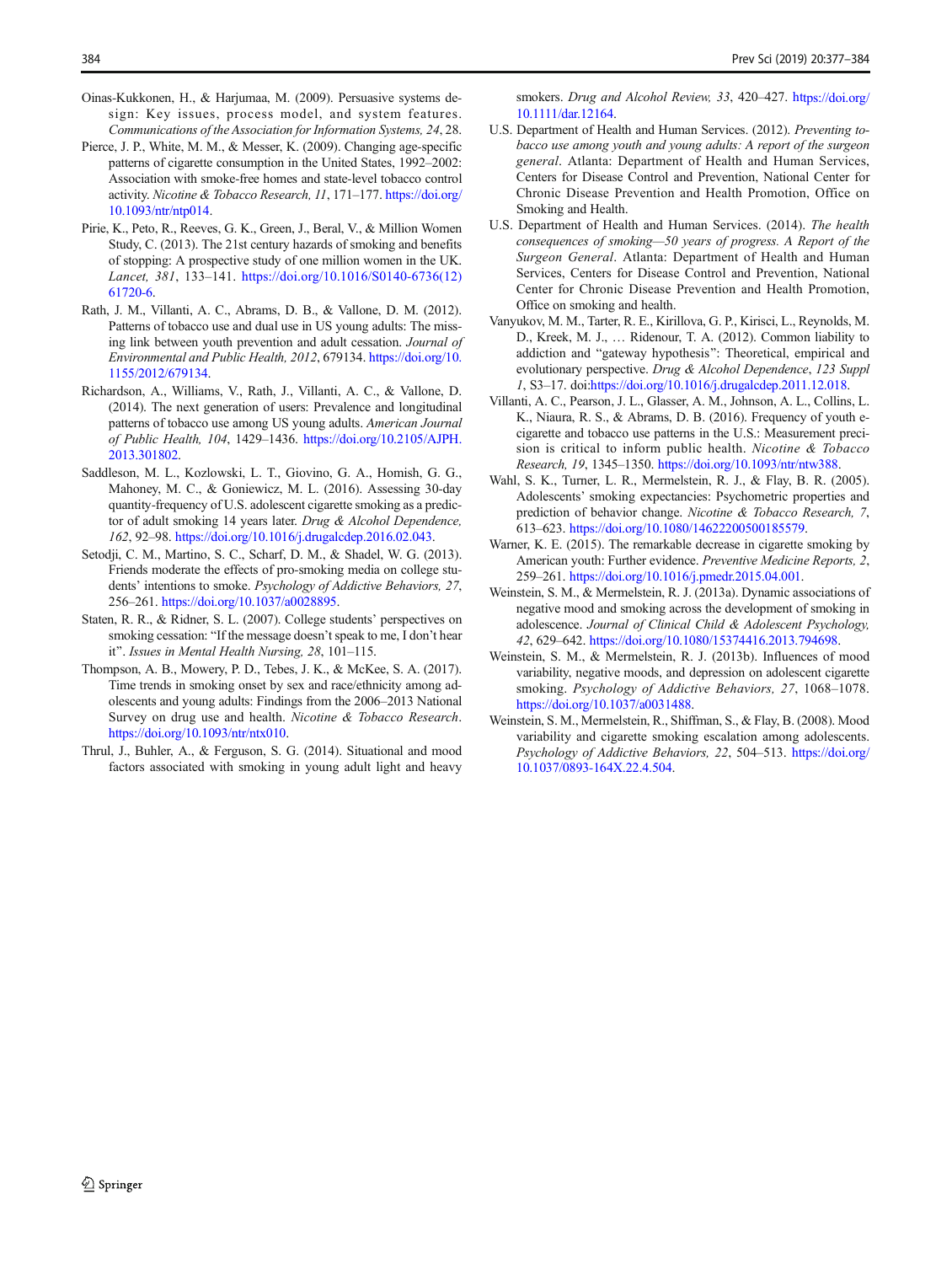Oinas-Kukkonen, H., & Harjumaa, M. (2009). Persuasive systems design: Key issues, process model, and system features. *Communications of the Association for Information Systems, 24*, 28.

Pierce, J. P., White, M. M., & Messer, K. (2009). Changing age-specific patterns of cigarette consumption in the United States, 1992–2002: Association with smoke-free homes and state-level tobacco control activity. *Nicotine & Tobacco Research, 11*, 171–177. https://doi.org/10.1093/ntr/ntp014.

Pirie, K., Peto, R., Reeves, G. K., Green, J., Beral, V., & Million Women Study, C. (2013). The 21st century hazards of smoking and benefits of stopping: A prospective study of one million women in the UK. *Lancet, 381*, 133–141. https://doi.org/10.1016/S0140-6736(12)61720-6.

Rath, J. M., Villanti, A. C., Abrams, D. B., & Vallone, D. M. (2012). Patterns of tobacco use and dual use in US young adults: The missing link between youth prevention and adult cessation. *Journal of Environmental and Public Health, 2012*, 679134. https://doi.org/10.1155/2012/679134.

Richardson, A., Williams, V., Rath, J., Villanti, A. C., & Vallone, D. (2014). The next generation of users: Prevalence and longitudinal patterns of tobacco use among US young adults. *American Journal of Public Health, 104*, 1429–1436. https://doi.org/10.2105/AJPH.2013.301802.

Saddleson, M. L., Kozlowski, L. T., Giovino, G. A., Homish, G. G., Mahoney, M. C., & Goniewicz, M. L. (2016). Assessing 30-day quantity-frequency of U.S. adolescent cigarette smoking as a predictor of adult smoking 14 years later. *Drug & Alcohol Dependence, 162*, 92–98. https://doi.org/10.1016/j.drugalcdep.2016.02.043.

Setodji, C. M., Martino, S. C., Scharf, D. M., & Shadel, W. G. (2013). Friends moderate the effects of pro-smoking media on college students' intentions to smoke. *Psychology of Addictive Behaviors, 27*, 256–261. https://doi.org/10.1037/a0028895.

Staten, R. R., & Ridner, S. L. (2007). College students' perspectives on smoking cessation: "If the message doesn't speak to me, I don't hear it". *Issues in Mental Health Nursing, 28*, 101–115.

Thompson, A. B., Mowery, P. D., Tebes, J. K., & McKee, S. A. (2017). Time trends in smoking onset by sex and race/ethnicity among adolescents and young adults: Findings from the 2006–2013 National Survey on drug use and health. *Nicotine & Tobacco Research*. https://doi.org/10.1093/ntr/ntx010.

Thrul, J., Buhler, A., & Ferguson, S. G. (2014). Situational and mood factors associated with smoking in young adult light and heavy smokers. *Drug and Alcohol Review, 33*, 420–427. https://doi.org/10.1111/dar.12164.

U.S. Department of Health and Human Services. (2012). *Preventing tobacco use among youth and young adults: A report of the surgeon general*. Atlanta: Department of Health and Human Services, Centers for Disease Control and Prevention, National Center for Chronic Disease Prevention and Health Promotion, Office on Smoking and Health.

U.S. Department of Health and Human Services. (2014). *The health consequences of smoking—50 years of progress. A Report of the Surgeon General*. Atlanta: Department of Health and Human Services, Centers for Disease Control and Prevention, National Center for Chronic Disease Prevention and Health Promotion, Office on smoking and health.

Vanyukov, M. M., Tarter, R. E., Kirillova, G. P., Kirisci, L., Reynolds, M. D., Kreek, M. J., … Ridenour, T. A. (2012). Common liability to addiction and "gateway hypothesis": Theoretical, empirical and evolutionary perspective. *Drug & Alcohol Dependence, 123 Suppl 1*, S3–17. doi:https://doi.org/10.1016/j.drugalcdep.2011.12.018.

Villanti, A. C., Pearson, J. L., Glasser, A. M., Johnson, A. L., Collins, L. K., Niaura, R. S., & Abrams, D. B. (2016). Frequency of youth e-cigarette and tobacco use patterns in the U.S.: Measurement precision is critical to inform public health. *Nicotine & Tobacco Research, 19*, 1345–1350. https://doi.org/10.1093/ntr/ntw388.

Wahl, S. K., Turner, L. R., Mermelstein, R. J., & Flay, B. R. (2005). Adolescents' smoking expectancies: Psychometric properties and prediction of behavior change. *Nicotine & Tobacco Research, 7*, 613–623. https://doi.org/10.1080/14622200500185579.

Warner, K. E. (2015). The remarkable decrease in cigarette smoking by American youth: Further evidence. *Preventive Medicine Reports, 2*, 259–261. https://doi.org/10.1016/j.pmedr.2015.04.001.

Weinstein, S. M., & Mermelstein, R. J. (2013a). Dynamic associations of negative mood and smoking across the development of smoking in adolescence. *Journal of Clinical Child & Adolescent Psychology, 42*, 629–642. https://doi.org/10.1080/15374416.2013.794698.

Weinstein, S. M., & Mermelstein, R. J. (2013b). Influences of mood variability, negative moods, and depression on adolescent cigarette smoking. *Psychology of Addictive Behaviors, 27*, 1068–1078. https://doi.org/10.1037/a0031488.

Weinstein, S. M., Mermelstein, R., Shiffman, S., & Flay, B. (2008). Mood variability and cigarette smoking escalation among adolescents. *Psychology of Addictive Behaviors, 22*, 504–513. https://doi.org/10.1037/0893-164X.22.4.504.